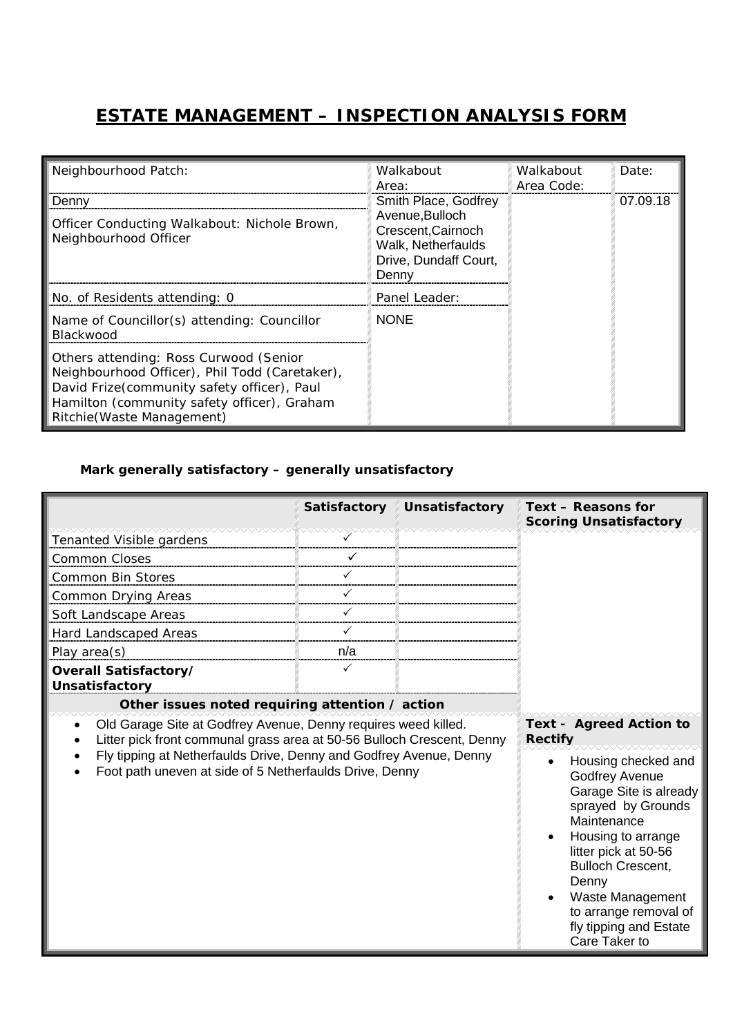# ESTATE MANAGEMENT – INSPECTION ANALYSIS FORM

| Neighbourhood Patch: | Walkabout Area: | Walkabout Area Code: | Date: |
|---|---|---|---|
| Denny<br>Officer Conducting Walkabout: Nichole Brown, Neighbourhood Officer | Smith Place, Godfrey Avenue,Bulloch Crescent,Cairnoch Walk, Netherfaulds Drive, Dundaff Court, Denny | | 07.09.18 |
| No. of Residents attending: 0 | Panel Leader: | | |
| Name of Councillor(s) attending: Councillor Blackwood | NONE | | |
| Others attending: Ross Curwood (Senior Neighbourhood Officer), Phil Todd (Caretaker), David Frize(community safety officer), Paul Hamilton (community safety officer), Graham Ritchie(Waste Management) | | | |

**Mark generally satisfactory – generally unsatisfactory**

| | Satisfactory | Unsatisfactory | Text – Reasons for Scoring Unsatisfactory |
|---|---|---|---|
| Tenanted Visible gardens | ✓ | | |
| Common Closes | ✓ | | |
| Common Bin Stores | ✓ | | |
| Common Drying Areas | ✓ | | |
| Soft Landscape Areas | ✓ | | |
| Hard Landscaped Areas | ✓ | | |
| Play area(s) | n/a | | |
| **Overall Satisfactory/ Unsatisfactory** | ✓ | | |

**Other issues noted requiring attention / action**

- Old Garage Site at Godfrey Avenue, Denny requires weed killed.
- Litter pick front communal grass area at 50-56 Bulloch Crescent, Denny
- Fly tipping at Netherfaulds Drive, Denny and Godfrey Avenue, Denny
- Foot path uneven at side of 5 Netherfaulds Drive, Denny

**Text - Agreed Action to Rectify**

- Housing checked and Godfrey Avenue Garage Site is already sprayed by Grounds Maintenance
- Housing to arrange litter pick at 50-56 Bulloch Crescent, Denny
- Waste Management to arrange removal of fly tipping and Estate Care Taker to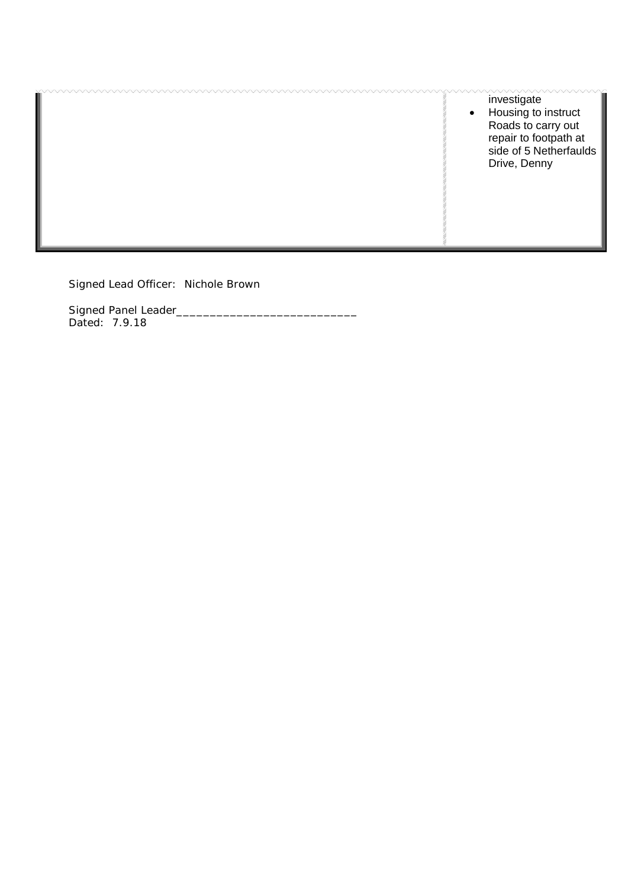| | |
|---|---|
| | investigate<br>• Housing to instruct Roads to carry out repair to footpath at side of 5 Netherfaulds Drive, Denny |

Signed Lead Officer: Nichole Brown

Signed Panel Leader___________________________
Dated: 7.9.18